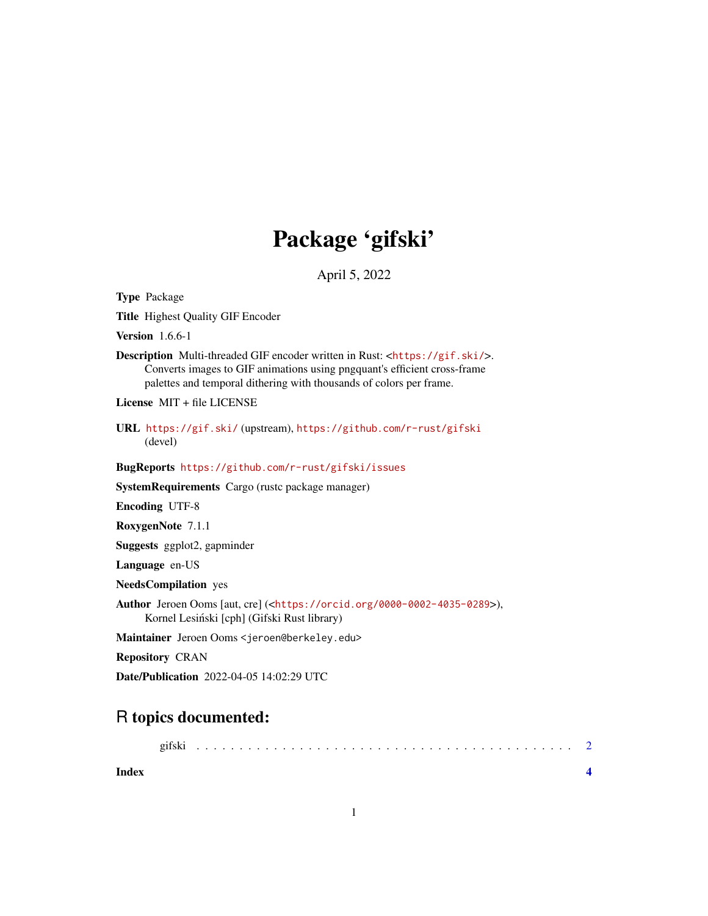# Package 'gifski'

April 5, 2022

**Type** Package

**Title** Highest Quality GIF Encoder

**Version** 1.6.6-1

**Description** Multi-threaded GIF encoder written in Rust: <https://gif.ski/>. Converts images to GIF animations using pngquant's efficient cross-frame palettes and temporal dithering with thousands of colors per frame.

**License** MIT + file LICENSE

**URL** https://gif.ski/ (upstream), https://github.com/r-rust/gifski (devel)

**BugReports** https://github.com/r-rust/gifski/issues

**SystemRequirements** Cargo (rustc package manager)

**Encoding** UTF-8

**RoxygenNote** 7.1.1

**Suggests** ggplot2, gapminder

**Language** en-US

**NeedsCompilation** yes

**Author** Jeroen Ooms [aut, cre] (<https://orcid.org/0000-0002-4035-0289>), Kornel Lesiński [cph] (Gifski Rust library)

**Maintainer** Jeroen Ooms <jeroen@berkeley.edu>

**Repository** CRAN

**Date/Publication** 2022-04-05 14:02:29 UTC

## R topics documented:

gifski . . . . . . . . . . . . . . . . . . . . . . . . . . . . . . . . . . . . . . . . . 2

**Index** **4**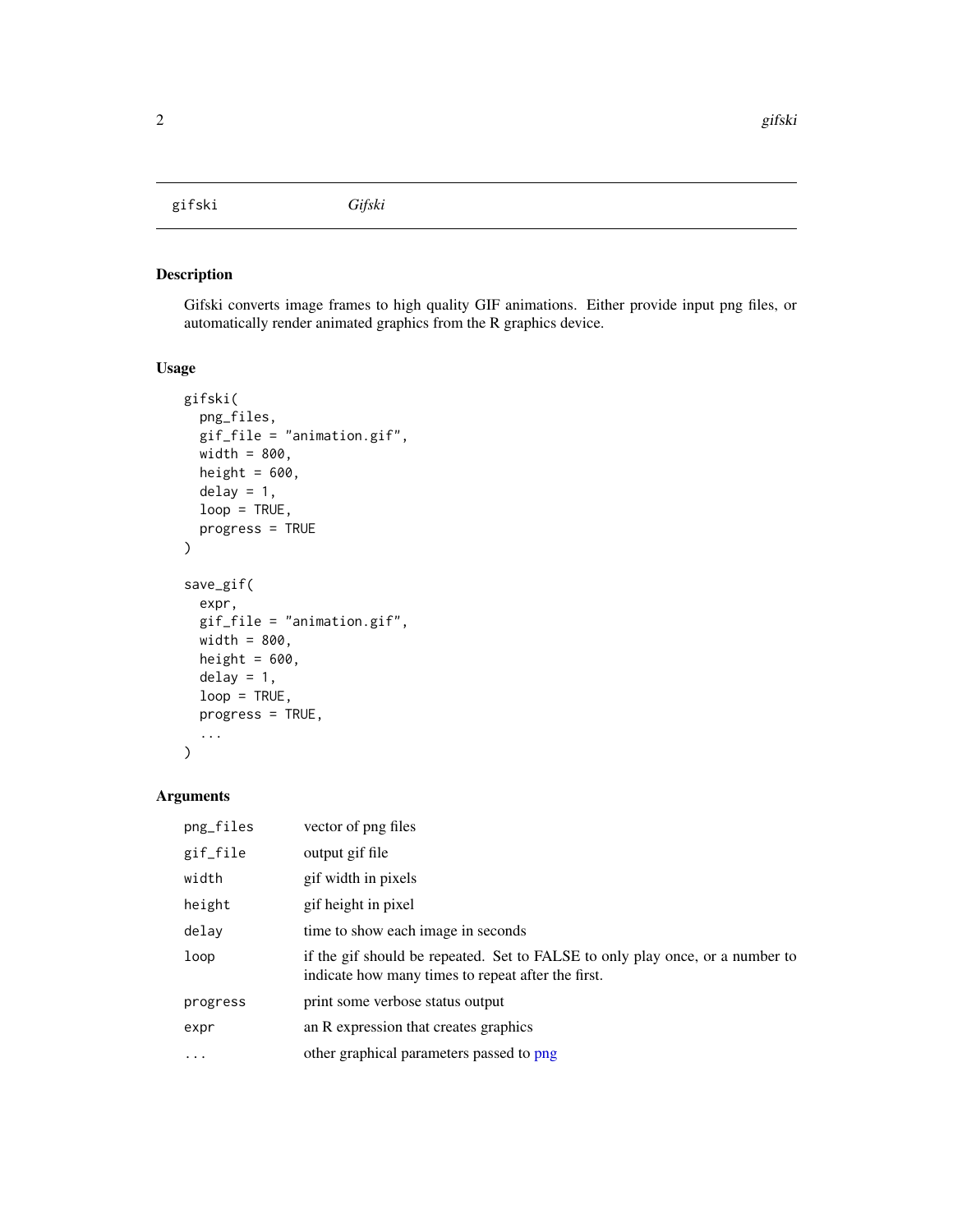gifski *Gifski*

## Description

Gifski converts image frames to high quality GIF animations. Either provide input png files, or automatically render animated graphics from the R graphics device.

## Usage

```
gifski(
  png_files,
  gif_file = "animation.gif",
  width = 800,
  height = 600,
  delay = 1,
  loop = TRUE,
  progress = TRUE
)

save_gif(
  expr,
  gif_file = "animation.gif",
  width = 800,
  height = 600,
  delay = 1,
  loop = TRUE,
  progress = TRUE,
  ...
)
```

## Arguments

| | |
|---|---|
| `png_files` | vector of png files |
| `gif_file` | output gif file |
| `width` | gif width in pixels |
| `height` | gif height in pixel |
| `delay` | time to show each image in seconds |
| `loop` | if the gif should be repeated. Set to FALSE to only play once, or a number to indicate how many times to repeat after the first. |
| `progress` | print some verbose status output |
| `expr` | an R expression that creates graphics |
| `...` | other graphical parameters passed to png |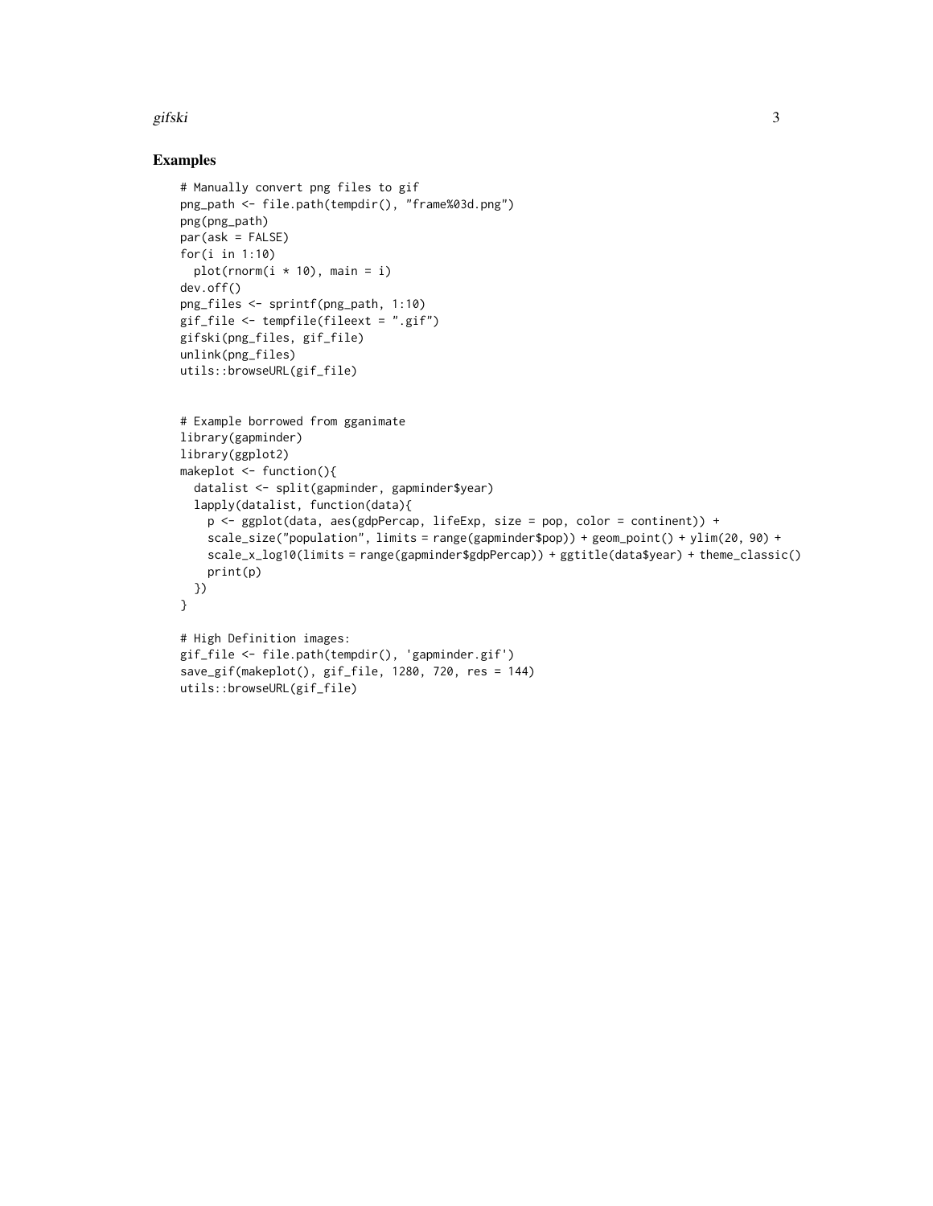## Examples

```
# Manually convert png files to gif
png_path <- file.path(tempdir(), "frame%03d.png")
png(png_path)
par(ask = FALSE)
for(i in 1:10)
  plot(rnorm(i * 10), main = i)
dev.off()
png_files <- sprintf(png_path, 1:10)
gif_file <- tempfile(fileext = ".gif")
gifski(png_files, gif_file)
unlink(png_files)
utils::browseURL(gif_file)


# Example borrowed from gganimate
library(gapminder)
library(ggplot2)
makeplot <- function(){
  datalist <- split(gapminder, gapminder$year)
  lapply(datalist, function(data){
    p <- ggplot(data, aes(gdpPercap, lifeExp, size = pop, color = continent)) +
    scale_size("population", limits = range(gapminder$pop)) + geom_point() + ylim(20, 90) +
    scale_x_log10(limits = range(gapminder$gdpPercap)) + ggtitle(data$year) + theme_classic()
    print(p)
  })
}

# High Definition images:
gif_file <- file.path(tempdir(), 'gapminder.gif')
save_gif(makeplot(), gif_file, 1280, 720, res = 144)
utils::browseURL(gif_file)
```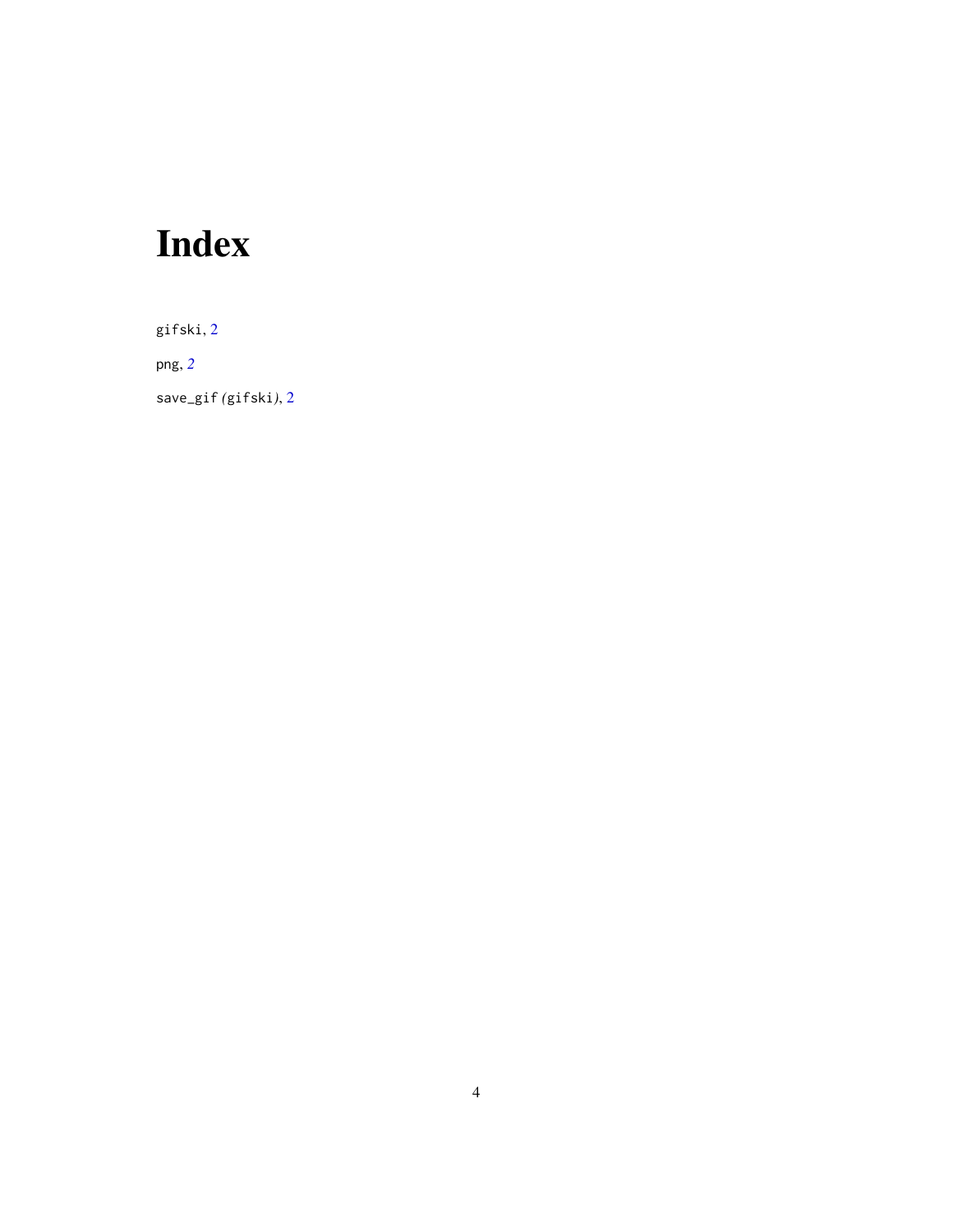# Index

gifski, 2

png, *2*

save_gif *(*gifski*)*, 2